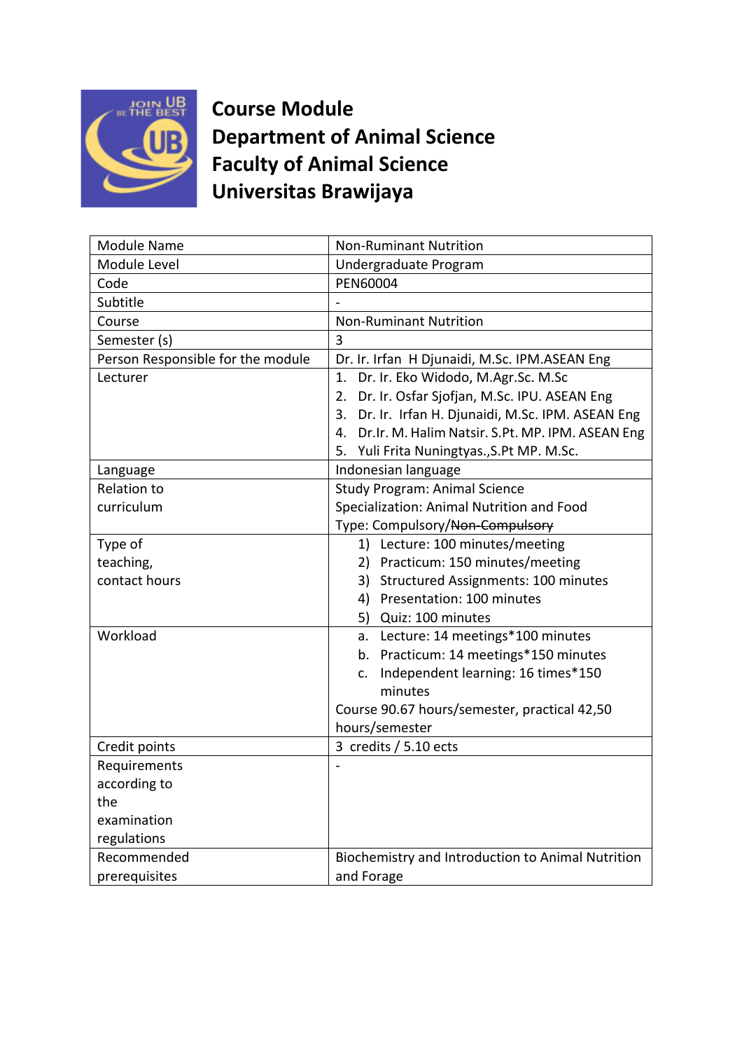# Course Module
# Department of Animal Science
# Faculty of Animal Science
# Universitas Brawijaya

| Module Name | Non-Ruminant Nutrition |
|---|---|
| Module Level | Undergraduate Program |
| Code | PEN60004 |
| Subtitle | - |
| Course | Non-Ruminant Nutrition |
| Semester (s) | 3 |
| Person Responsible for the module | Dr. Ir. Irfan  H Djunaidi, M.Sc. IPM.ASEAN Eng |
| Lecturer | 1. Dr. Ir. Eko Widodo, M.Agr.Sc. M.Sc<br>2. Dr. Ir. Osfar Sjofjan, M.Sc. IPU. ASEAN Eng<br>3. Dr. Ir.  Irfan H. Djunaidi, M.Sc. IPM. ASEAN Eng<br>4. Dr.Ir. M. Halim Natsir. S.Pt. MP. IPM. ASEAN Eng<br>5. Yuli Frita Nuningtyas.,S.Pt MP. M.Sc. |
| Language | Indonesian language |
| Relation to curriculum | Study Program: Animal Science<br>Specialization: Animal Nutrition and Food<br>Type: Compulsory/~~Non-Compulsory~~ |
| Type of teaching, contact hours | 1) Lecture: 100 minutes/meeting<br>2) Practicum: 150 minutes/meeting<br>3) Structured Assignments: 100 minutes<br>4) Presentation: 100 minutes<br>5) Quiz: 100 minutes |
| Workload | a. Lecture: 14 meetings*100 minutes<br>b. Practicum: 14 meetings*150 minutes<br>c. Independent learning: 16 times*150 minutes<br>Course 90.67 hours/semester, practical 42,50 hours/semester |
| Credit points | 3  credits / 5.10 ects |
| Requirements according to the examination regulations | - |
| Recommended prerequisites | Biochemistry and Introduction to Animal Nutrition and Forage |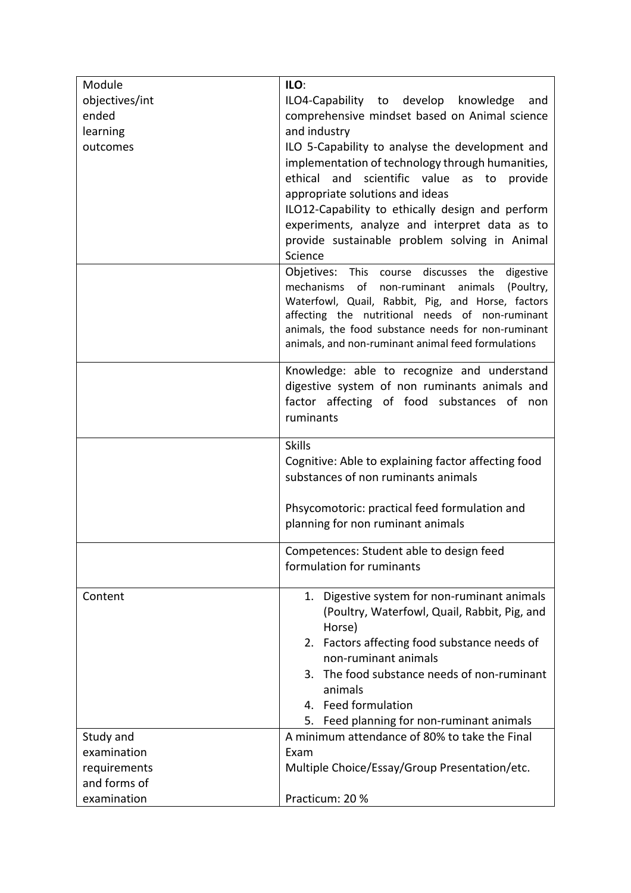| | |
|---|---|
| Module objectives/intended learning outcomes | **ILO**:<br>ILO4-Capability to develop knowledge and comprehensive mindset based on Animal science and industry<br>ILO 5-Capability to analyse the development and implementation of technology through humanities, ethical and scientific value as to provide appropriate solutions and ideas<br>ILO12-Capability to ethically design and perform experiments, analyze and interpret data as to provide sustainable problem solving in Animal Science |
| | Objetives: This course discusses the digestive mechanisms of non-ruminant animals (Poultry, Waterfowl, Quail, Rabbit, Pig, and Horse), factors affecting the nutritional needs of non-ruminant animals, the food substance needs for non-ruminant animals, and non-ruminant animal feed formulations |
| | Knowledge: able to recognize and understand digestive system of non ruminants animals and factor affecting of food substances of non ruminants |
| | Skills<br>Cognitive: Able to explaining factor affecting food substances of non ruminants animals<br><br>Phsycomotoric: practical feed formulation and planning for non ruminant animals |
| | Competences: Student able to design feed formulation for ruminants |
| Content | 1. Digestive system for non-ruminant animals (Poultry, Waterfowl, Quail, Rabbit, Pig, and Horse)<br>2. Factors affecting food substance needs of non-ruminant animals<br>3. The food substance needs of non-ruminant animals<br>4. Feed formulation<br>5. Feed planning for non-ruminant animals |
| Study and examination requirements and forms of examination | A minimum attendance of 80% to take the Final Exam<br>Multiple Choice/Essay/Group Presentation/etc.<br><br>Practicum: 20 % |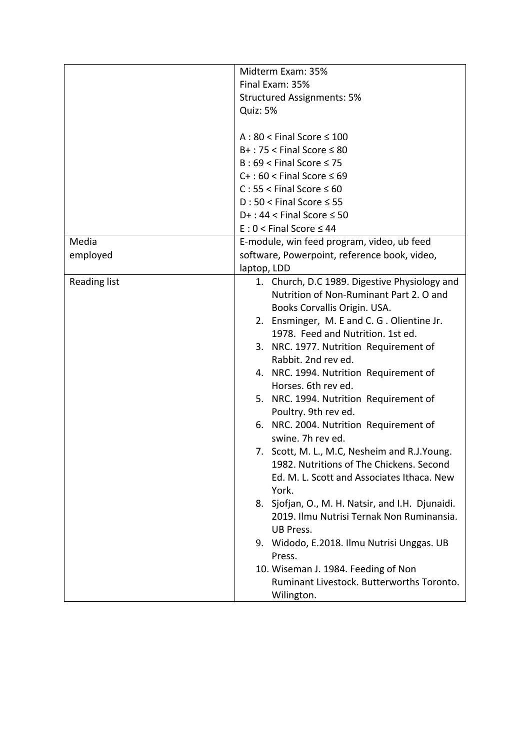| | |
|---|---|
| | Midterm Exam: 35%<br>Final Exam: 35%<br>Structured Assignments: 5%<br>Quiz: 5%<br><br>A : 80 < Final Score ≤ 100<br>B+ : 75 < Final Score ≤ 80<br>B : 69 < Final Score ≤ 75<br>C+ : 60 < Final Score ≤ 69<br>C : 55 < Final Score ≤ 60<br>D : 50 < Final Score ≤ 55<br>D+ : 44 < Final Score ≤ 50<br>E : 0 < Final Score ≤ 44 |
| Media employed | E-module, win feed program, video, ub feed software, Powerpoint, reference book, video, laptop, LDD |
| Reading list | 1. Church, D.C 1989. Digestive Physiology and Nutrition of Non-Ruminant Part 2. O and Books Corvallis Origin. USA.<br>2. Ensminger, M. E and C. G . Olientine Jr. 1978. Feed and Nutrition. 1st ed.<br>3. NRC. 1977. Nutrition Requirement of Rabbit. 2nd rev ed.<br>4. NRC. 1994. Nutrition Requirement of Horses. 6th rev ed.<br>5. NRC. 1994. Nutrition Requirement of Poultry. 9th rev ed.<br>6. NRC. 2004. Nutrition Requirement of swine. 7h rev ed.<br>7. Scott, M. L., M.C, Nesheim and R.J.Young. 1982. Nutritions of The Chickens. Second Ed. M. L. Scott and Associates Ithaca. New York.<br>8. Sjofjan, O., M. H. Natsir, and I.H. Djunaidi. 2019. Ilmu Nutrisi Ternak Non Ruminansia. UB Press.<br>9. Widodo, E.2018. Ilmu Nutrisi Unggas. UB Press.<br>10. Wiseman J. 1984. Feeding of Non Ruminant Livestock. Butterworths Toronto. Wilington. |